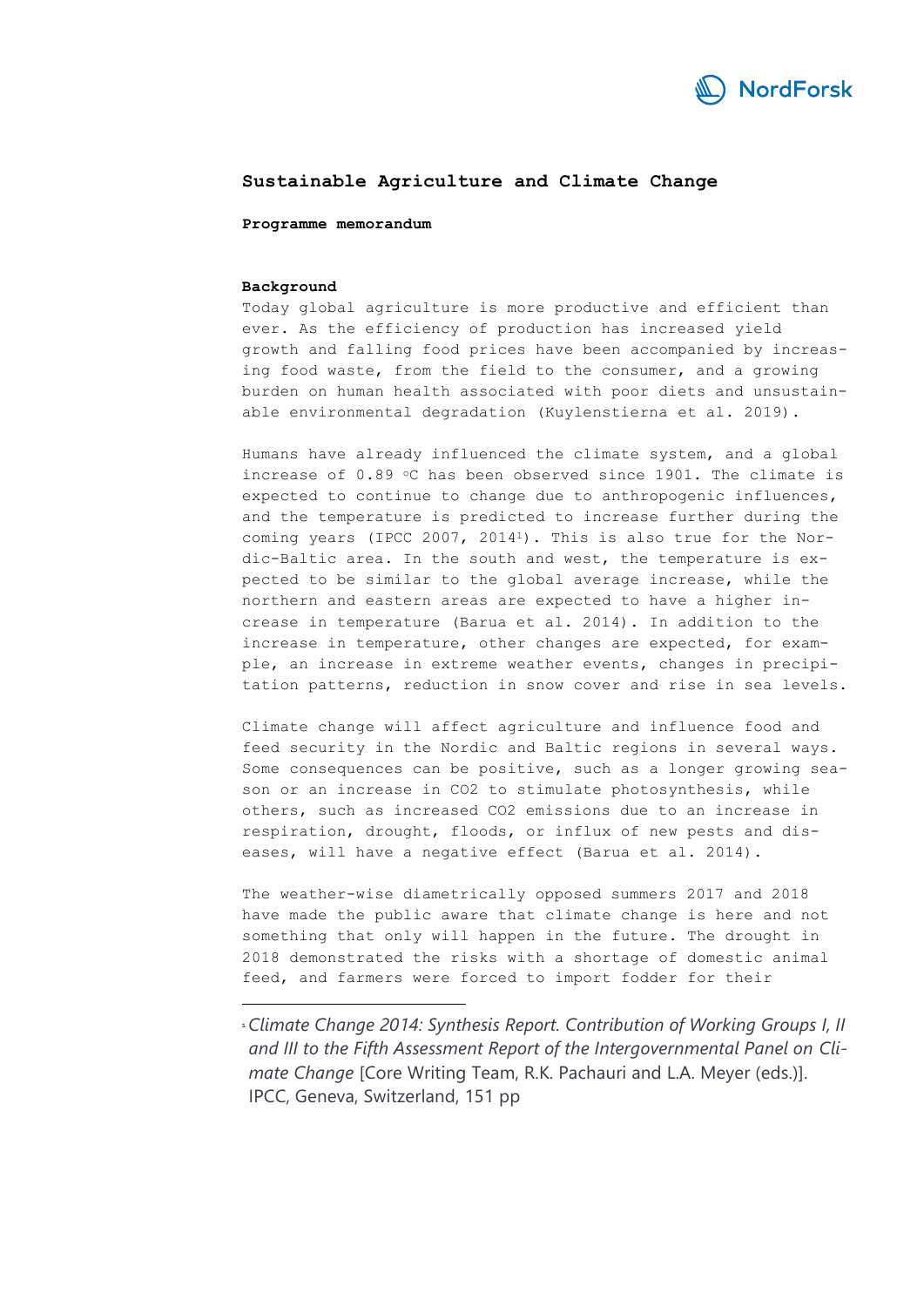## Sustainable Agriculture and Climate Change

**Programme memorandum**

### Background

Today global agriculture is more productive and efficient than ever. As the efficiency of production has increased yield growth and falling food prices have been accompanied by increasing food waste, from the field to the consumer, and a growing burden on human health associated with poor diets and unsustainable environmental degradation (Kuylenstierna et al. 2019).

Humans have already influenced the climate system, and a global increase of 0.89 °C has been observed since 1901. The climate is expected to continue to change due to anthropogenic influences, and the temperature is predicted to increase further during the coming years (IPCC 2007, 2014[1]). This is also true for the Nordic-Baltic area. In the south and west, the temperature is expected to be similar to the global average increase, while the northern and eastern areas are expected to have a higher increase in temperature (Barua et al. 2014). In addition to the increase in temperature, other changes are expected, for example, an increase in extreme weather events, changes in precipitation patterns, reduction in snow cover and rise in sea levels.

Climate change will affect agriculture and influence food and feed security in the Nordic and Baltic regions in several ways. Some consequences can be positive, such as a longer growing season or an increase in $CO_2$ to stimulate photosynthesis, while others, such as increased $CO_2$ emissions due to an increase in respiration, drought, floods, or influx of new pests and diseases, will have a negative effect (Barua et al. 2014).

The weather-wise diametrically opposed summers 2017 and 2018 have made the public aware that climate change is here and not something that only will happen in the future. The drought in 2018 demonstrated the risks with a shortage of domestic animal feed, and farmers were forced to import fodder for their

[1] *Climate Change 2014: Synthesis Report. Contribution of Working Groups I, II and III to the Fifth Assessment Report of the Intergovernmental Panel on Climate Change* [Core Writing Team, R.K. Pachauri and L.A. Meyer (eds.)]. IPCC, Geneva, Switzerland, 151 pp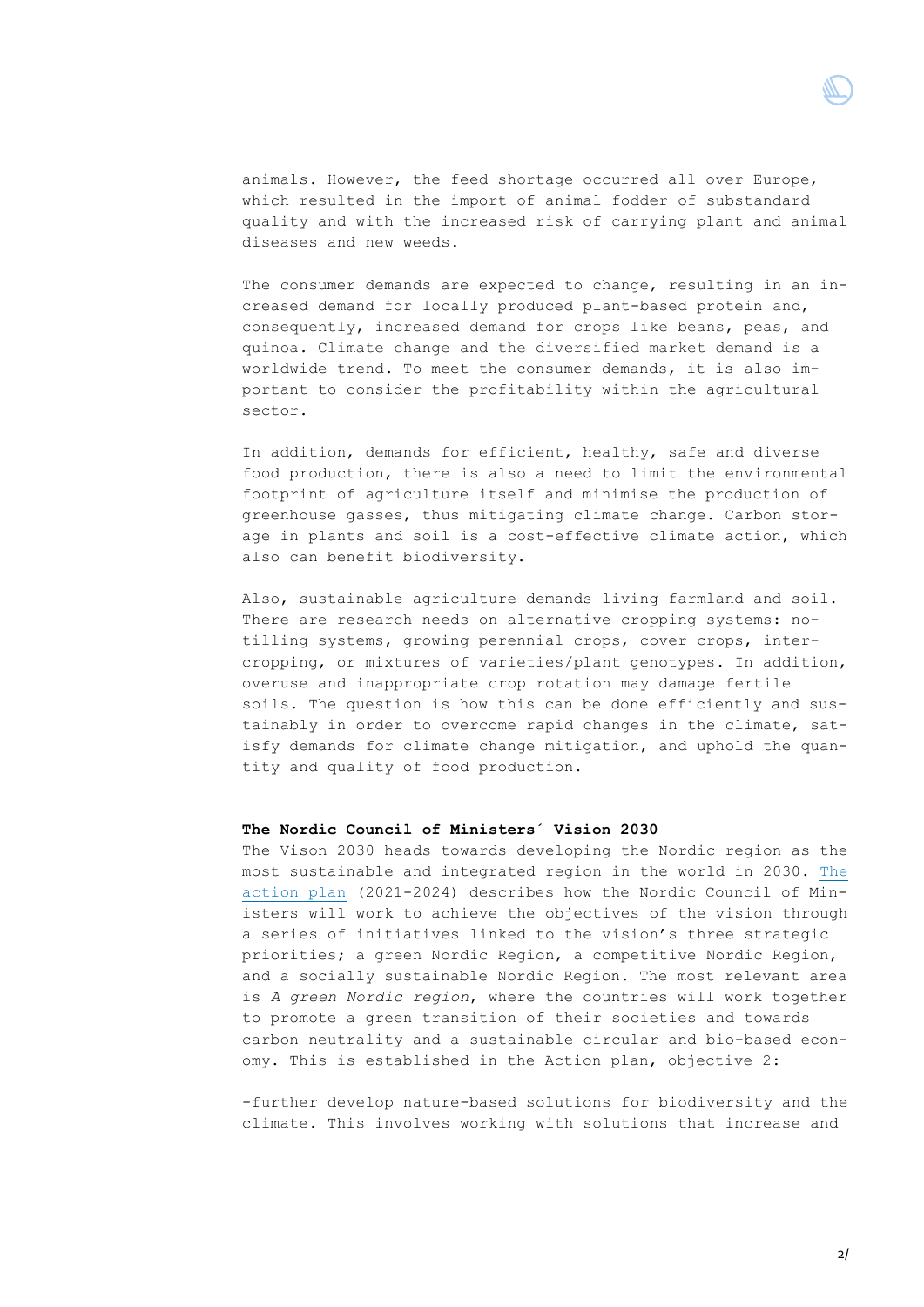animals. However, the feed shortage occurred all over Europe, which resulted in the import of animal fodder of substandard quality and with the increased risk of carrying plant and animal diseases and new weeds.

The consumer demands are expected to change, resulting in an increased demand for locally produced plant-based protein and, consequently, increased demand for crops like beans, peas, and quinoa. Climate change and the diversified market demand is a worldwide trend. To meet the consumer demands, it is also important to consider the profitability within the agricultural sector.

In addition, demands for efficient, healthy, safe and diverse food production, there is also a need to limit the environmental footprint of agriculture itself and minimise the production of greenhouse gasses, thus mitigating climate change. Carbon storage in plants and soil is a cost-effective climate action, which also can benefit biodiversity.

Also, sustainable agriculture demands living farmland and soil. There are research needs on alternative cropping systems: no-tilling systems, growing perennial crops, cover crops, intercropping, or mixtures of varieties/plant genotypes. In addition, overuse and inappropriate crop rotation may damage fertile soils. The question is how this can be done efficiently and sustainably in order to overcome rapid changes in the climate, satisfy demands for climate change mitigation, and uphold the quantity and quality of food production.

**The Nordic Council of Ministers´ Vision 2030**

The Vison 2030 heads towards developing the Nordic region as the most sustainable and integrated region in the world in 2030. The action plan (2021-2024) describes how the Nordic Council of Ministers will work to achieve the objectives of the vision through a series of initiatives linked to the vision's three strategic priorities; a green Nordic Region, a competitive Nordic Region, and a socially sustainable Nordic Region. The most relevant area is *A green Nordic region*, where the countries will work together to promote a green transition of their societies and towards carbon neutrality and a sustainable circular and bio-based economy. This is established in the Action plan, objective 2:

-further develop nature-based solutions for biodiversity and the climate. This involves working with solutions that increase and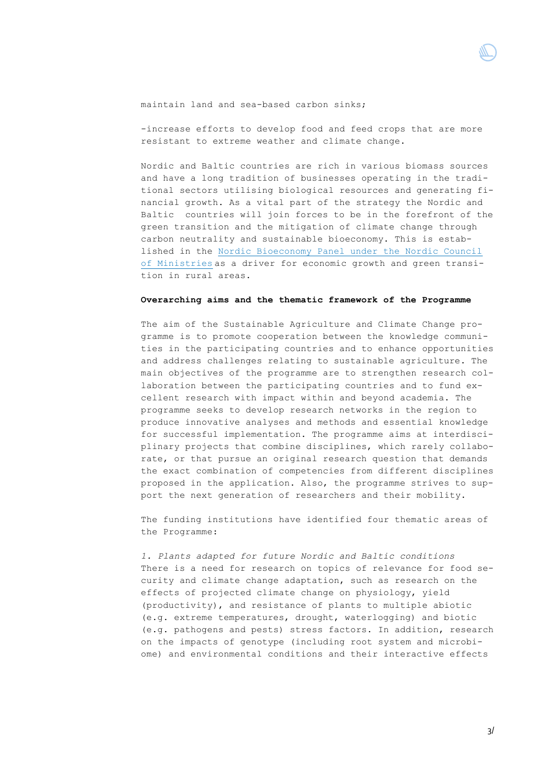maintain land and sea-based carbon sinks;

-increase efforts to develop food and feed crops that are more resistant to extreme weather and climate change.

Nordic and Baltic countries are rich in various biomass sources and have a long tradition of businesses operating in the traditional sectors utilising biological resources and generating financial growth. As a vital part of the strategy the Nordic and Baltic countries will join forces to be in the forefront of the green transition and the mitigation of climate change through carbon neutrality and sustainable bioeconomy. This is established in the Nordic Bioeconomy Panel under the Nordic Council of Ministries as a driver for economic growth and green transition in rural areas.

**Overarching aims and the thematic framework of the Programme**

The aim of the Sustainable Agriculture and Climate Change programme is to promote cooperation between the knowledge communities in the participating countries and to enhance opportunities and address challenges relating to sustainable agriculture. The main objectives of the programme are to strengthen research collaboration between the participating countries and to fund excellent research with impact within and beyond academia. The programme seeks to develop research networks in the region to produce innovative analyses and methods and essential knowledge for successful implementation. The programme aims at interdisciplinary projects that combine disciplines, which rarely collaborate, or that pursue an original research question that demands the exact combination of competencies from different disciplines proposed in the application. Also, the programme strives to support the next generation of researchers and their mobility.

The funding institutions have identified four thematic areas of the Programme:

*1. Plants adapted for future Nordic and Baltic conditions*
There is a need for research on topics of relevance for food security and climate change adaptation, such as research on the effects of projected climate change on physiology, yield (productivity), and resistance of plants to multiple abiotic (e.g. extreme temperatures, drought, waterlogging) and biotic (e.g. pathogens and pests) stress factors. In addition, research on the impacts of genotype (including root system and microbiome) and environmental conditions and their interactive effects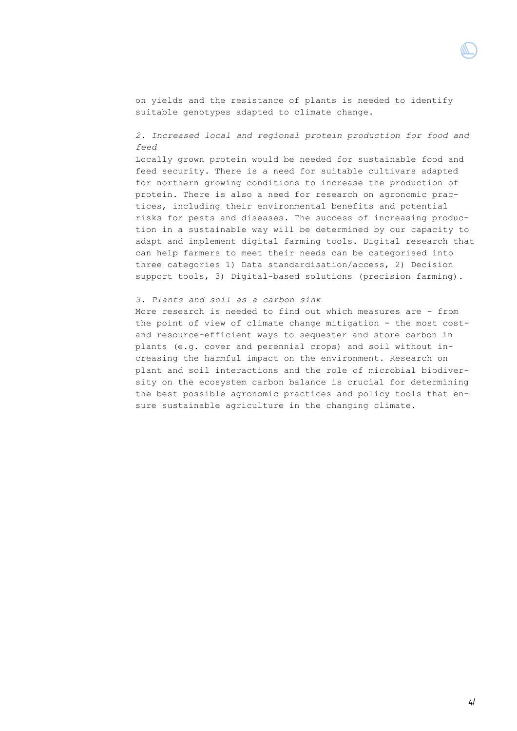on yields and the resistance of plants is needed to identify suitable genotypes adapted to climate change.

*2. Increased local and regional protein production for food and feed*

Locally grown protein would be needed for sustainable food and feed security. There is a need for suitable cultivars adapted for northern growing conditions to increase the production of protein. There is also a need for research on agronomic practices, including their environmental benefits and potential risks for pests and diseases. The success of increasing production in a sustainable way will be determined by our capacity to adapt and implement digital farming tools. Digital research that can help farmers to meet their needs can be categorised into three categories 1) Data standardisation/access, 2) Decision support tools, 3) Digital-based solutions (precision farming).

*3. Plants and soil as a carbon sink*

More research is needed to find out which measures are - from the point of view of climate change mitigation - the most cost- and resource-efficient ways to sequester and store carbon in plants (e.g. cover and perennial crops) and soil without increasing the harmful impact on the environment. Research on plant and soil interactions and the role of microbial biodiversity on the ecosystem carbon balance is crucial for determining the best possible agronomic practices and policy tools that ensure sustainable agriculture in the changing climate.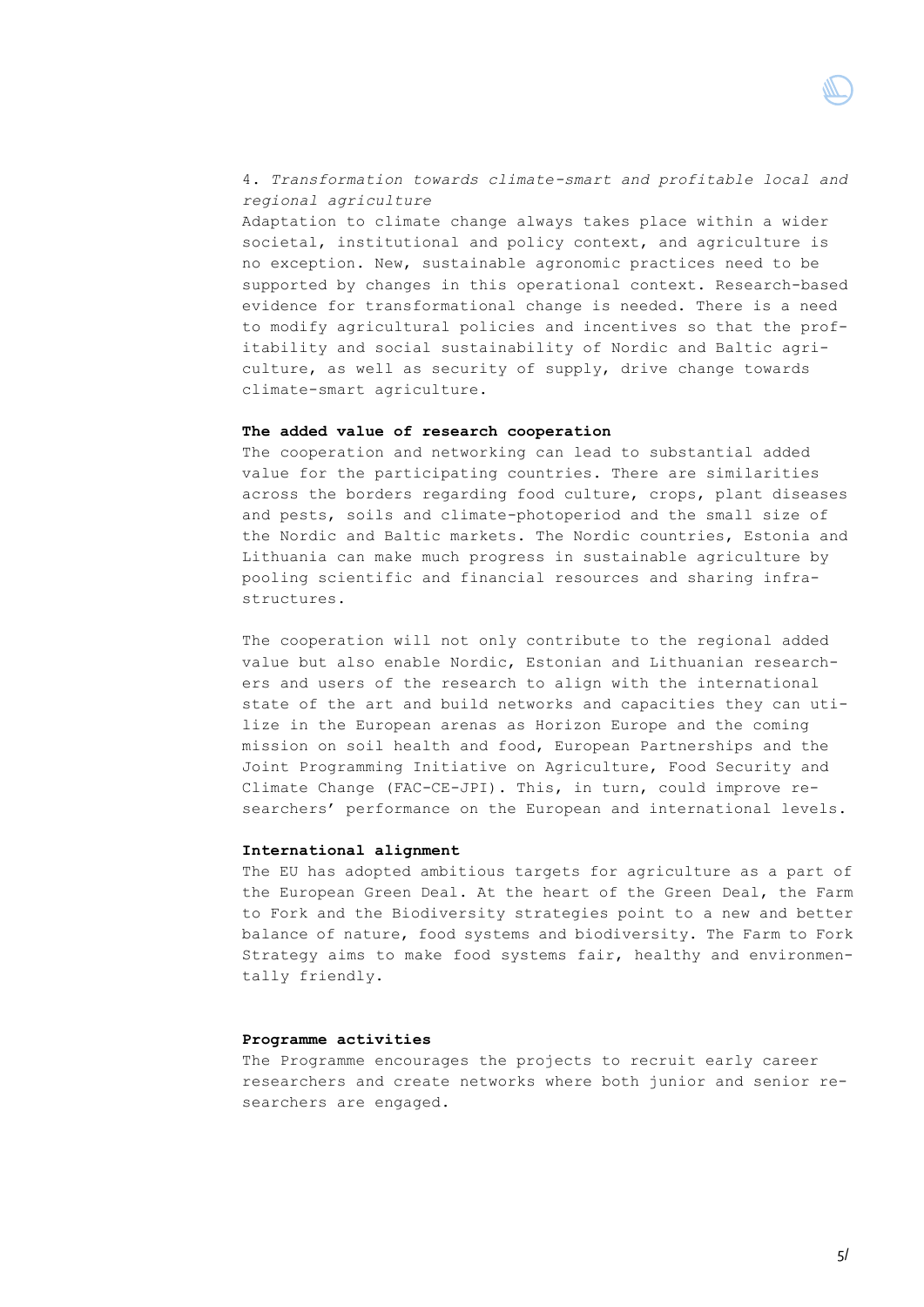4. *Transformation towards climate-smart and profitable local and regional agriculture*
Adaptation to climate change always takes place within a wider societal, institutional and policy context, and agriculture is no exception. New, sustainable agronomic practices need to be supported by changes in this operational context. Research-based evidence for transformational change is needed. There is a need to modify agricultural policies and incentives so that the profitability and social sustainability of Nordic and Baltic agriculture, as well as security of supply, drive change towards climate-smart agriculture.

**The added value of research cooperation**

The cooperation and networking can lead to substantial added value for the participating countries. There are similarities across the borders regarding food culture, crops, plant diseases and pests, soils and climate-photoperiod and the small size of the Nordic and Baltic markets. The Nordic countries, Estonia and Lithuania can make much progress in sustainable agriculture by pooling scientific and financial resources and sharing infrastructures.

The cooperation will not only contribute to the regional added value but also enable Nordic, Estonian and Lithuanian researchers and users of the research to align with the international state of the art and build networks and capacities they can utilize in the European arenas as Horizon Europe and the coming mission on soil health and food, European Partnerships and the Joint Programming Initiative on Agriculture, Food Security and Climate Change (FAC-CE-JPI). This, in turn, could improve researchers' performance on the European and international levels.

**International alignment**

The EU has adopted ambitious targets for agriculture as a part of the European Green Deal. At the heart of the Green Deal, the Farm to Fork and the Biodiversity strategies point to a new and better balance of nature, food systems and biodiversity. The Farm to Fork Strategy aims to make food systems fair, healthy and environmentally friendly.

**Programme activities**

The Programme encourages the projects to recruit early career researchers and create networks where both junior and senior researchers are engaged.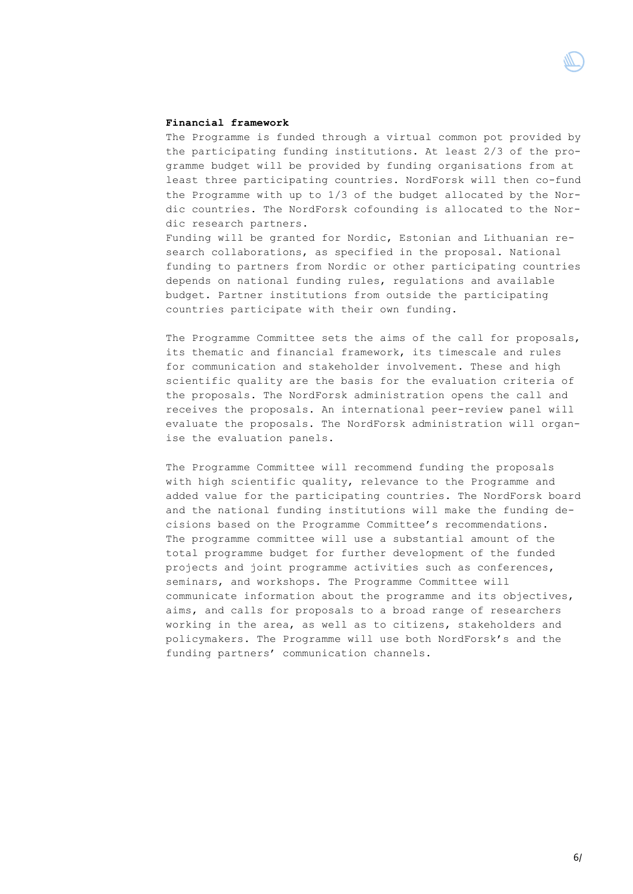**Financial framework**

The Programme is funded through a virtual common pot provided by the participating funding institutions. At least 2/3 of the programme budget will be provided by funding organisations from at least three participating countries. NordForsk will then co-fund the Programme with up to 1/3 of the budget allocated by the Nordic countries. The NordForsk cofounding is allocated to the Nordic research partners.

Funding will be granted for Nordic, Estonian and Lithuanian research collaborations, as specified in the proposal. National funding to partners from Nordic or other participating countries depends on national funding rules, regulations and available budget. Partner institutions from outside the participating countries participate with their own funding.

The Programme Committee sets the aims of the call for proposals, its thematic and financial framework, its timescale and rules for communication and stakeholder involvement. These and high scientific quality are the basis for the evaluation criteria of the proposals. The NordForsk administration opens the call and receives the proposals. An international peer-review panel will evaluate the proposals. The NordForsk administration will organise the evaluation panels.

The Programme Committee will recommend funding the proposals with high scientific quality, relevance to the Programme and added value for the participating countries. The NordForsk board and the national funding institutions will make the funding decisions based on the Programme Committee's recommendations. The programme committee will use a substantial amount of the total programme budget for further development of the funded projects and joint programme activities such as conferences, seminars, and workshops. The Programme Committee will communicate information about the programme and its objectives, aims, and calls for proposals to a broad range of researchers working in the area, as well as to citizens, stakeholders and policymakers. The Programme will use both NordForsk's and the funding partners' communication channels.